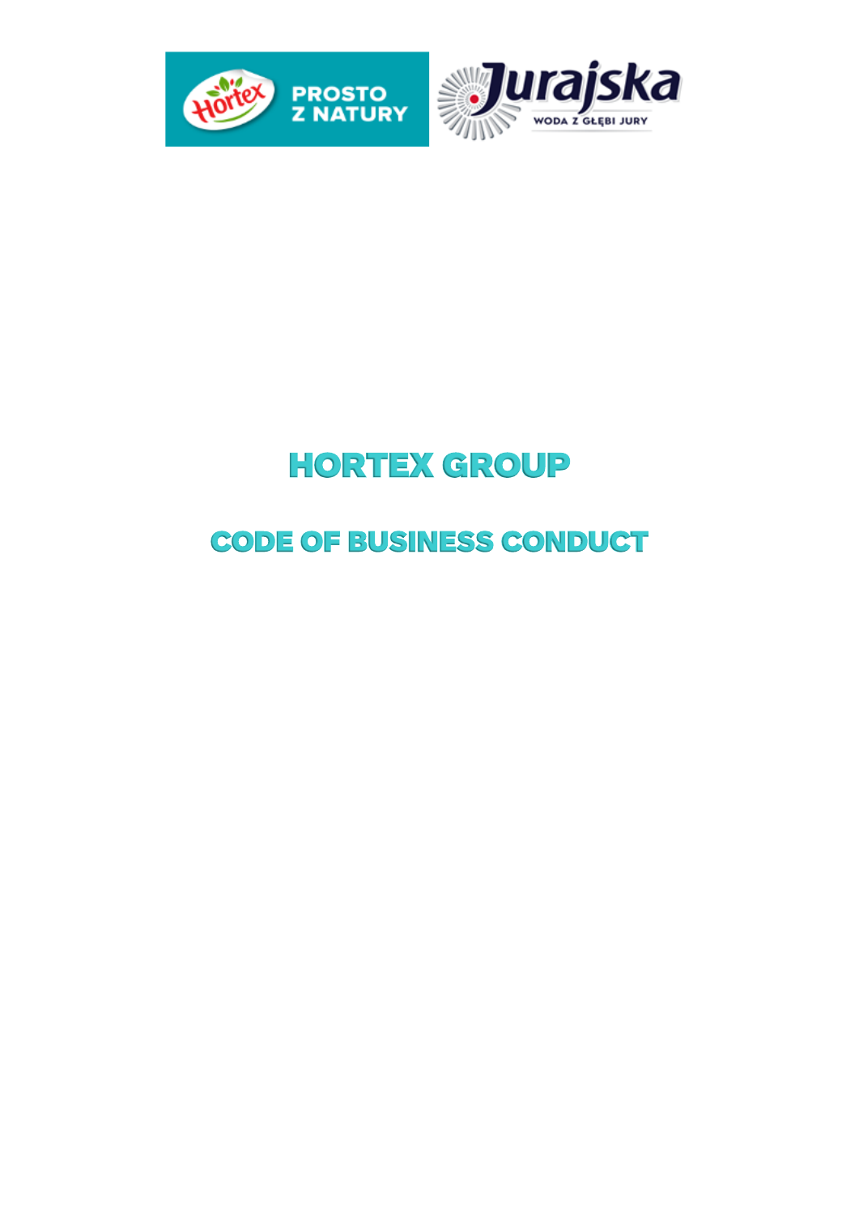# HORTEX GROUP

## CODE OF BUSINESS CONDUCT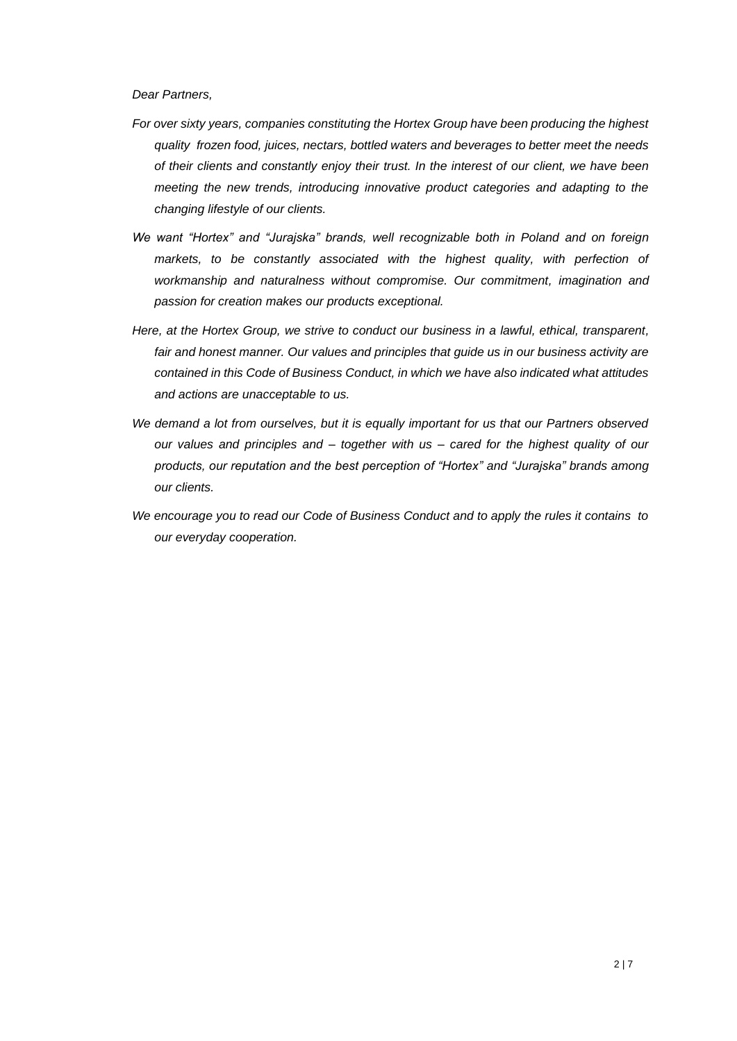*Dear Partners,*

*For over sixty years, companies constituting the Hortex Group have been producing the highest quality frozen food, juices, nectars, bottled waters and beverages to better meet the needs of their clients and constantly enjoy their trust. In the interest of our client, we have been meeting the new trends, introducing innovative product categories and adapting to the changing lifestyle of our clients.*

*We want "Hortex" and "Jurajska" brands, well recognizable both in Poland and on foreign markets, to be constantly associated with the highest quality, with perfection of workmanship and naturalness without compromise. Our commitment, imagination and passion for creation makes our products exceptional.*

*Here, at the Hortex Group, we strive to conduct our business in a lawful, ethical, transparent, fair and honest manner. Our values and principles that guide us in our business activity are contained in this Code of Business Conduct, in which we have also indicated what attitudes and actions are unacceptable to us.*

*We demand a lot from ourselves, but it is equally important for us that our Partners observed our values and principles and – together with us – cared for the highest quality of our products, our reputation and the best perception of "Hortex" and "Jurajska" brands among our clients.*

*We encourage you to read our Code of Business Conduct and to apply the rules it contains to our everyday cooperation.*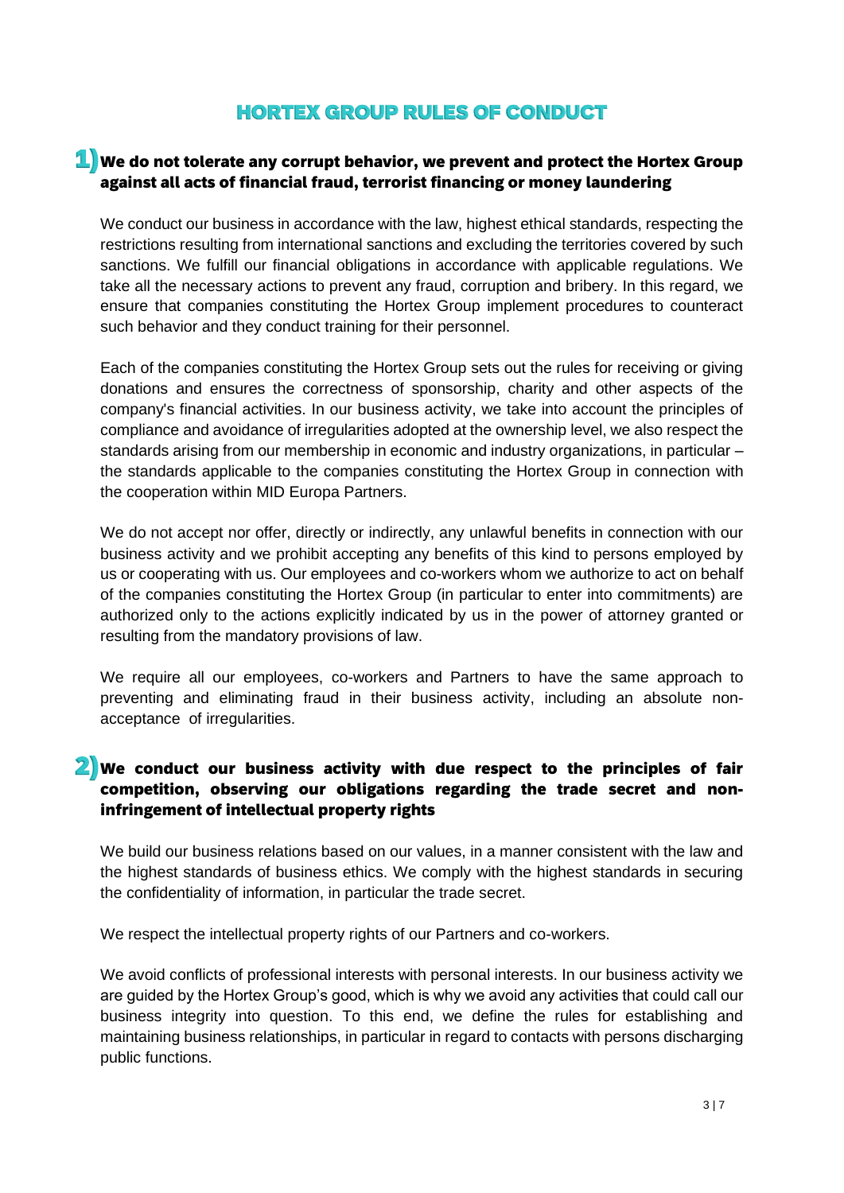# HORTEX GROUP RULES OF CONDUCT

## 1) We do not tolerate any corrupt behavior, we prevent and protect the Hortex Group against all acts of financial fraud, terrorist financing or money laundering

We conduct our business in accordance with the law, highest ethical standards, respecting the restrictions resulting from international sanctions and excluding the territories covered by such sanctions. We fulfill our financial obligations in accordance with applicable regulations. We take all the necessary actions to prevent any fraud, corruption and bribery. In this regard, we ensure that companies constituting the Hortex Group implement procedures to counteract such behavior and they conduct training for their personnel.

Each of the companies constituting the Hortex Group sets out the rules for receiving or giving donations and ensures the correctness of sponsorship, charity and other aspects of the company's financial activities. In our business activity, we take into account the principles of compliance and avoidance of irregularities adopted at the ownership level, we also respect the standards arising from our membership in economic and industry organizations, in particular – the standards applicable to the companies constituting the Hortex Group in connection with the cooperation within MID Europa Partners.

We do not accept nor offer, directly or indirectly, any unlawful benefits in connection with our business activity and we prohibit accepting any benefits of this kind to persons employed by us or cooperating with us. Our employees and co-workers whom we authorize to act on behalf of the companies constituting the Hortex Group (in particular to enter into commitments) are authorized only to the actions explicitly indicated by us in the power of attorney granted or resulting from the mandatory provisions of law.

We require all our employees, co-workers and Partners to have the same approach to preventing and eliminating fraud in their business activity, including an absolute non-acceptance of irregularities.

## 2) We conduct our business activity with due respect to the principles of fair competition, observing our obligations regarding the trade secret and non-infringement of intellectual property rights

We build our business relations based on our values, in a manner consistent with the law and the highest standards of business ethics. We comply with the highest standards in securing the confidentiality of information, in particular the trade secret.

We respect the intellectual property rights of our Partners and co-workers.

We avoid conflicts of professional interests with personal interests. In our business activity we are guided by the Hortex Group's good, which is why we avoid any activities that could call our business integrity into question. To this end, we define the rules for establishing and maintaining business relationships, in particular in regard to contacts with persons discharging public functions.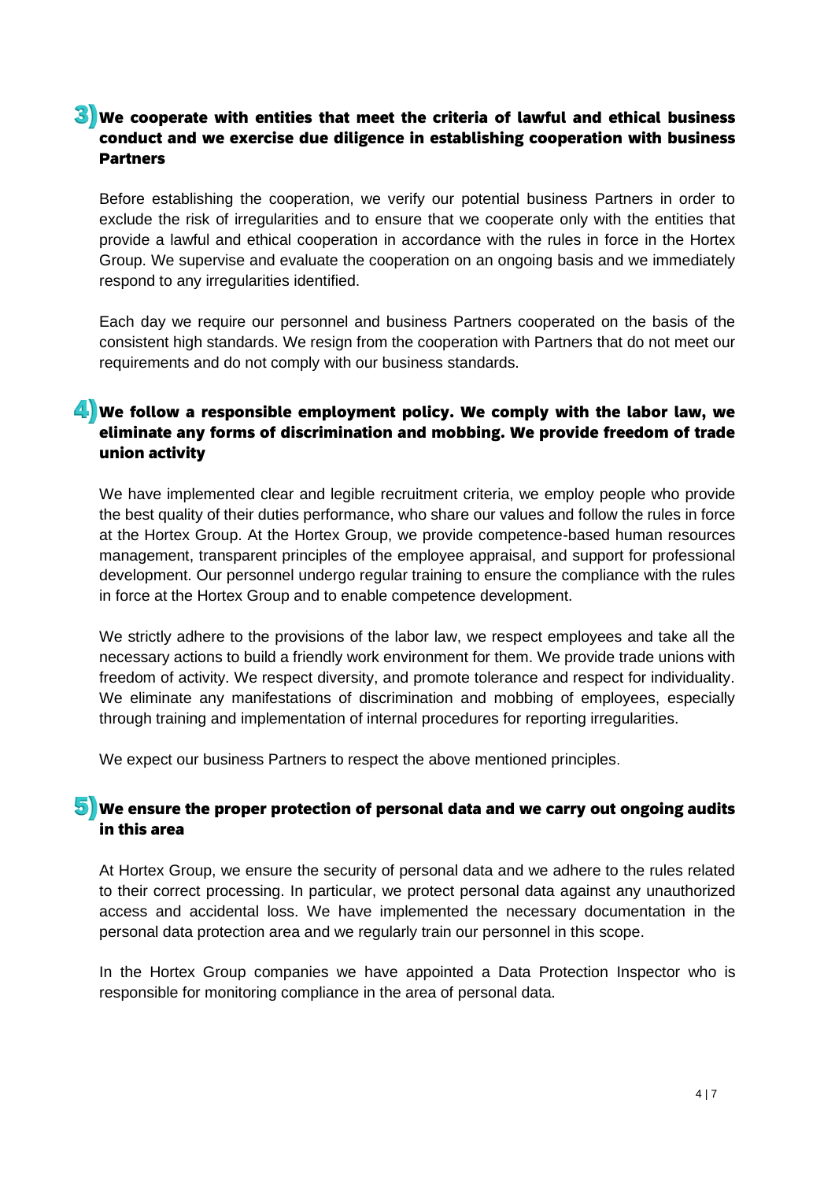## 3) We cooperate with entities that meet the criteria of lawful and ethical business conduct and we exercise due diligence in establishing cooperation with business Partners

Before establishing the cooperation, we verify our potential business Partners in order to exclude the risk of irregularities and to ensure that we cooperate only with the entities that provide a lawful and ethical cooperation in accordance with the rules in force in the Hortex Group. We supervise and evaluate the cooperation on an ongoing basis and we immediately respond to any irregularities identified.

Each day we require our personnel and business Partners cooperated on the basis of the consistent high standards. We resign from the cooperation with Partners that do not meet our requirements and do not comply with our business standards.

## 4) We follow a responsible employment policy. We comply with the labor law, we eliminate any forms of discrimination and mobbing. We provide freedom of trade union activity

We have implemented clear and legible recruitment criteria, we employ people who provide the best quality of their duties performance, who share our values and follow the rules in force at the Hortex Group. At the Hortex Group, we provide competence-based human resources management, transparent principles of the employee appraisal, and support for professional development. Our personnel undergo regular training to ensure the compliance with the rules in force at the Hortex Group and to enable competence development.

We strictly adhere to the provisions of the labor law, we respect employees and take all the necessary actions to build a friendly work environment for them. We provide trade unions with freedom of activity. We respect diversity, and promote tolerance and respect for individuality. We eliminate any manifestations of discrimination and mobbing of employees, especially through training and implementation of internal procedures for reporting irregularities.

We expect our business Partners to respect the above mentioned principles.

## 5) We ensure the proper protection of personal data and we carry out ongoing audits in this area

At Hortex Group, we ensure the security of personal data and we adhere to the rules related to their correct processing. In particular, we protect personal data against any unauthorized access and accidental loss. We have implemented the necessary documentation in the personal data protection area and we regularly train our personnel in this scope.

In the Hortex Group companies we have appointed a Data Protection Inspector who is responsible for monitoring compliance in the area of personal data.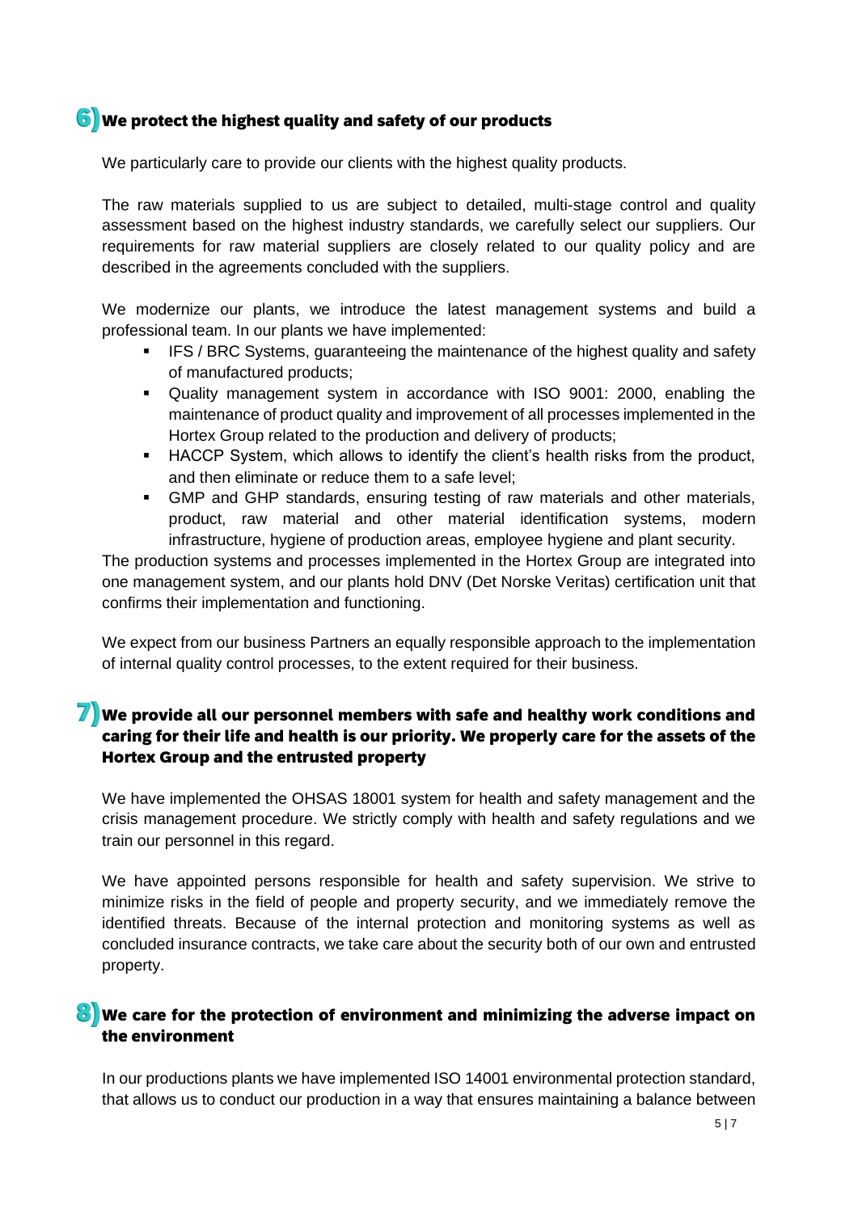## 6) We protect the highest quality and safety of our products

We particularly care to provide our clients with the highest quality products.

The raw materials supplied to us are subject to detailed, multi-stage control and quality assessment based on the highest industry standards, we carefully select our suppliers. Our requirements for raw material suppliers are closely related to our quality policy and are described in the agreements concluded with the suppliers.

We modernize our plants, we introduce the latest management systems and build a professional team. In our plants we have implemented:

- IFS / BRC Systems, guaranteeing the maintenance of the highest quality and safety of manufactured products;
- Quality management system in accordance with ISO 9001: 2000, enabling the maintenance of product quality and improvement of all processes implemented in the Hortex Group related to the production and delivery of products;
- HACCP System, which allows to identify the client's health risks from the product, and then eliminate or reduce them to a safe level;
- GMP and GHP standards, ensuring testing of raw materials and other materials, product, raw material and other material identification systems, modern infrastructure, hygiene of production areas, employee hygiene and plant security.

The production systems and processes implemented in the Hortex Group are integrated into one management system, and our plants hold DNV (Det Norske Veritas) certification unit that confirms their implementation and functioning.

We expect from our business Partners an equally responsible approach to the implementation of internal quality control processes, to the extent required for their business.

## 7) We provide all our personnel members with safe and healthy work conditions and caring for their life and health is our priority. We properly care for the assets of the Hortex Group and the entrusted property

We have implemented the OHSAS 18001 system for health and safety management and the crisis management procedure. We strictly comply with health and safety regulations and we train our personnel in this regard.

We have appointed persons responsible for health and safety supervision. We strive to minimize risks in the field of people and property security, and we immediately remove the identified threats. Because of the internal protection and monitoring systems as well as concluded insurance contracts, we take care about the security both of our own and entrusted property.

## 8) We care for the protection of environment and minimizing the adverse impact on the environment

In our productions plants we have implemented ISO 14001 environmental protection standard, that allows us to conduct our production in a way that ensures maintaining a balance between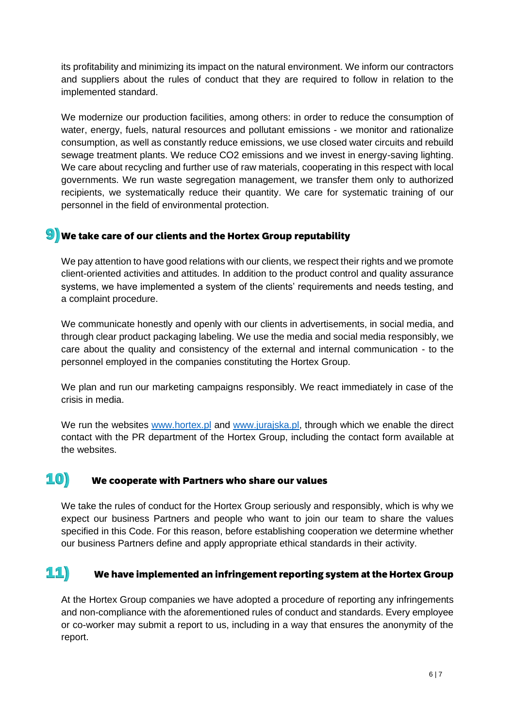its profitability and minimizing its impact on the natural environment. We inform our contractors and suppliers about the rules of conduct that they are required to follow in relation to the implemented standard.

We modernize our production facilities, among others: in order to reduce the consumption of water, energy, fuels, natural resources and pollutant emissions - we monitor and rationalize consumption, as well as constantly reduce emissions, we use closed water circuits and rebuild sewage treatment plants. We reduce $CO_2$ emissions and we invest in energy-saving lighting. We care about recycling and further use of raw materials, cooperating in this respect with local governments. We run waste segregation management, we transfer them only to authorized recipients, we systematically reduce their quantity. We care for systematic training of our personnel in the field of environmental protection.

## 9) We take care of our clients and the Hortex Group reputability

We pay attention to have good relations with our clients, we respect their rights and we promote client-oriented activities and attitudes. In addition to the product control and quality assurance systems, we have implemented a system of the clients' requirements and needs testing, and a complaint procedure.

We communicate honestly and openly with our clients in advertisements, in social media, and through clear product packaging labeling. We use the media and social media responsibly, we care about the quality and consistency of the external and internal communication - to the personnel employed in the companies constituting the Hortex Group.

We plan and run our marketing campaigns responsibly. We react immediately in case of the crisis in media.

We run the websites [www.hortex.pl](http://www.hortex.pl) and [www.jurajska.pl](http://www.jurajska.pl), through which we enable the direct contact with the PR department of the Hortex Group, including the contact form available at the websites.

## 10) We cooperate with Partners who share our values

We take the rules of conduct for the Hortex Group seriously and responsibly, which is why we expect our business Partners and people who want to join our team to share the values specified in this Code. For this reason, before establishing cooperation we determine whether our business Partners define and apply appropriate ethical standards in their activity.

## 11) We have implemented an infringement reporting system at the Hortex Group

At the Hortex Group companies we have adopted a procedure of reporting any infringements and non-compliance with the aforementioned rules of conduct and standards. Every employee or co-worker may submit a report to us, including in a way that ensures the anonymity of the report.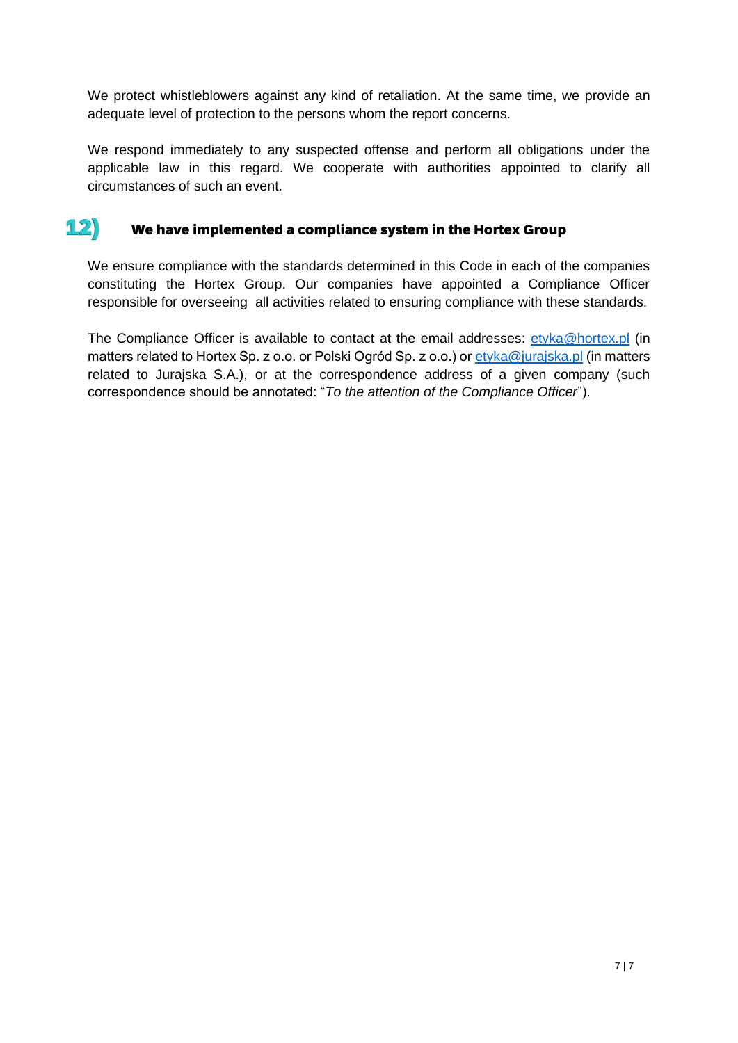We protect whistleblowers against any kind of retaliation. At the same time, we provide an adequate level of protection to the persons whom the report concerns.

We respond immediately to any suspected offense and perform all obligations under the applicable law in this regard. We cooperate with authorities appointed to clarify all circumstances of such an event.

## 12) We have implemented a compliance system in the Hortex Group

We ensure compliance with the standards determined in this Code in each of the companies constituting the Hortex Group. Our companies have appointed a Compliance Officer responsible for overseeing all activities related to ensuring compliance with these standards.

The Compliance Officer is available to contact at the email addresses: etyka@hortex.pl (in matters related to Hortex Sp. z o.o. or Polski Ogród Sp. z o.o.) or etyka@jurajska.pl (in matters related to Jurajska S.A.), or at the correspondence address of a given company (such correspondence should be annotated: "*To the attention of the Compliance Officer*").